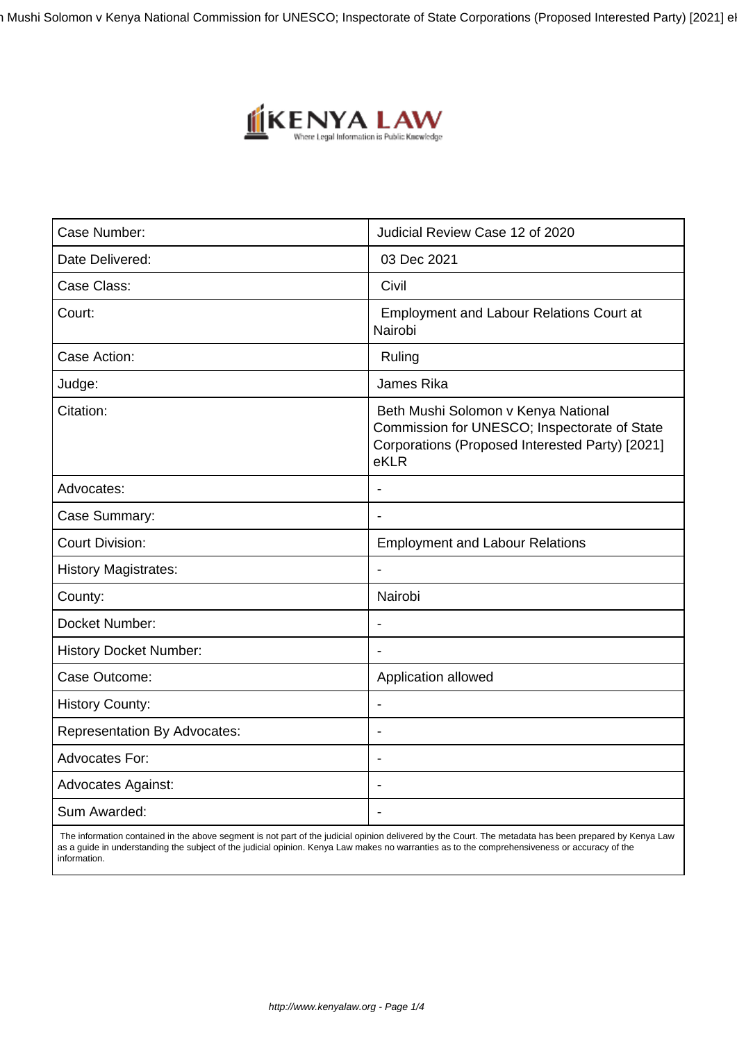| Case Number: | Judicial Review Case 12 of 2020 |
|---|---|
| Date Delivered: | 03 Dec 2021 |
| Case Class: | Civil |
| Court: | Employment and Labour Relations Court at Nairobi |
| Case Action: | Ruling |
| Judge: | James Rika |
| Citation: | Beth Mushi Solomon v Kenya National Commission for UNESCO; Inspectorate of State Corporations (Proposed Interested Party) [2021] eKLR |
| Advocates: | - |
| Case Summary: | - |
| Court Division: | Employment and Labour Relations |
| History Magistrates: | - |
| County: | Nairobi |
| Docket Number: | - |
| History Docket Number: | - |
| Case Outcome: | Application allowed |
| History County: | - |
| Representation By Advocates: | - |
| Advocates For: | - |
| Advocates Against: | - |
| Sum Awarded: | - |

The information contained in the above segment is not part of the judicial opinion delivered by the Court. The metadata has been prepared by Kenya Law as a guide in understanding the subject of the judicial opinion. Kenya Law makes no warranties as to the comprehensiveness or accuracy of the information.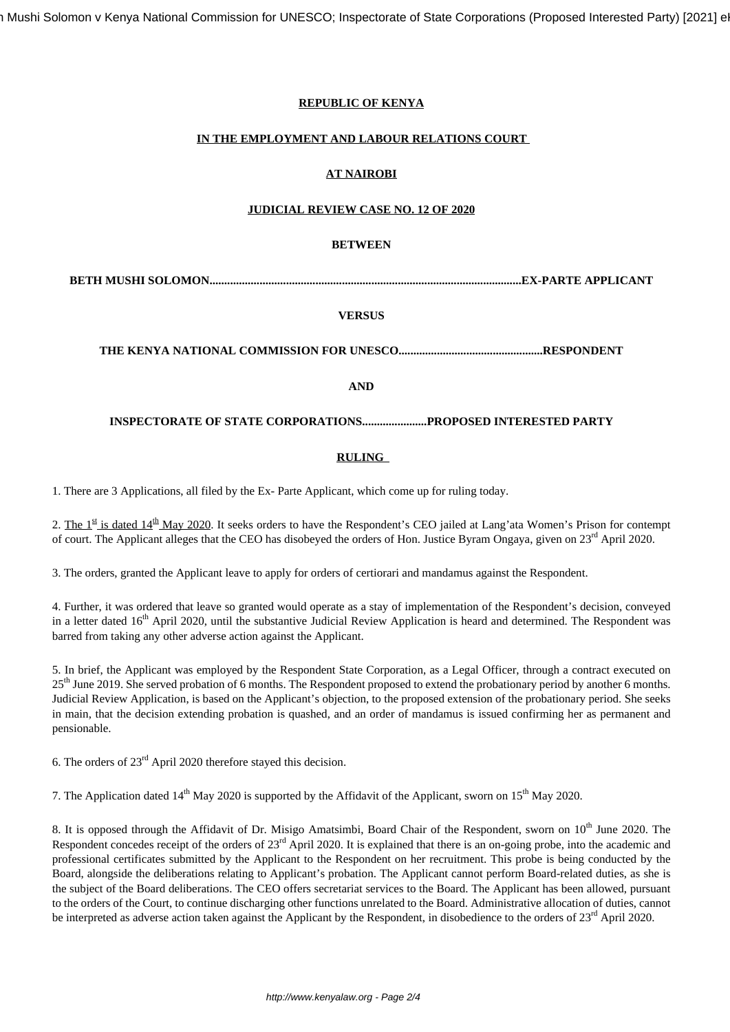**REPUBLIC OF KENYA**

**IN THE EMPLOYMENT AND LABOUR RELATIONS COURT**

**AT NAIROBI**

**JUDICIAL REVIEW CASE NO. 12 OF 2020**

**BETWEEN**

**BETH MUSHI SOLOMON..........................................................................................................EX-PARTE APPLICANT**

**VERSUS**

**THE KENYA NATIONAL COMMISSION FOR UNESCO................................................RESPONDENT**

**AND**

**INSPECTORATE OF STATE CORPORATIONS......................PROPOSED INTERESTED PARTY**

**RULING**

1. There are 3 Applications, all filed by the Ex- Parte Applicant, which come up for ruling today.

2. The 1st is dated 14th May 2020. It seeks orders to have the Respondent's CEO jailed at Lang'ata Women's Prison for contempt of court. The Applicant alleges that the CEO has disobeyed the orders of Hon. Justice Byram Ongaya, given on 23rd April 2020.

3. The orders, granted the Applicant leave to apply for orders of certiorari and mandamus against the Respondent.

4. Further, it was ordered that leave so granted would operate as a stay of implementation of the Respondent's decision, conveyed in a letter dated 16th April 2020, until the substantive Judicial Review Application is heard and determined. The Respondent was barred from taking any other adverse action against the Applicant.

5. In brief, the Applicant was employed by the Respondent State Corporation, as a Legal Officer, through a contract executed on 25th June 2019. She served probation of 6 months. The Respondent proposed to extend the probationary period by another 6 months. Judicial Review Application, is based on the Applicant's objection, to the proposed extension of the probationary period. She seeks in main, that the decision extending probation is quashed, and an order of mandamus is issued confirming her as permanent and pensionable.

6. The orders of 23rd April 2020 therefore stayed this decision.

7. The Application dated 14th May 2020 is supported by the Affidavit of the Applicant, sworn on 15th May 2020.

8. It is opposed through the Affidavit of Dr. Misigo Amatsimbi, Board Chair of the Respondent, sworn on 10th June 2020. The Respondent concedes receipt of the orders of 23rd April 2020. It is explained that there is an on-going probe, into the academic and professional certificates submitted by the Applicant to the Respondent on her recruitment. This probe is being conducted by the Board, alongside the deliberations relating to Applicant's probation. The Applicant cannot perform Board-related duties, as she is the subject of the Board deliberations. The CEO offers secretariat services to the Board. The Applicant has been allowed, pursuant to the orders of the Court, to continue discharging other functions unrelated to the Board. Administrative allocation of duties, cannot be interpreted as adverse action taken against the Applicant by the Respondent, in disobedience to the orders of 23rd April 2020.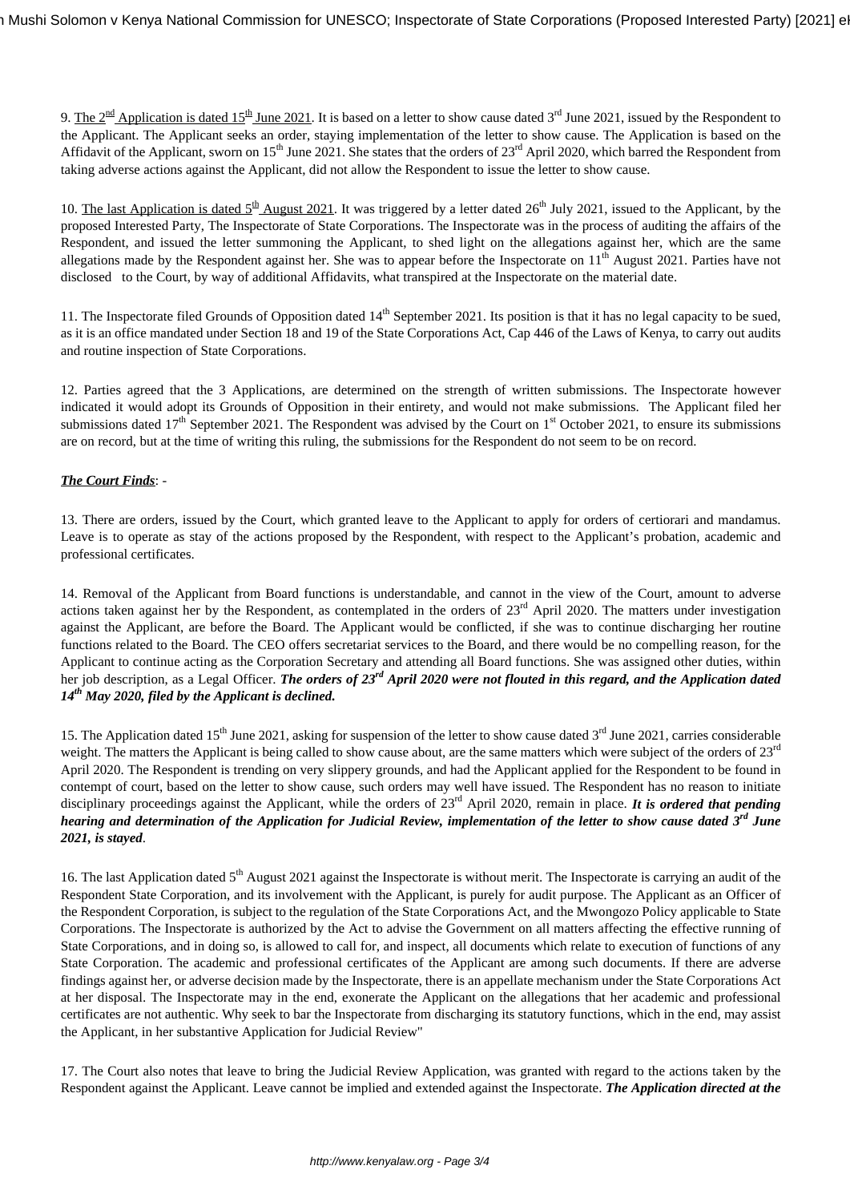9. <u>The 2nd Application is dated 15th June 2021</u>. It is based on a letter to show cause dated 3rd June 2021, issued by the Respondent to the Applicant. The Applicant seeks an order, staying implementation of the letter to show cause. The Application is based on the Affidavit of the Applicant, sworn on 15th June 2021. She states that the orders of 23rd April 2020, which barred the Respondent from taking adverse actions against the Applicant, did not allow the Respondent to issue the letter to show cause.

10. <u>The last Application is dated 5th August 2021</u>. It was triggered by a letter dated 26th July 2021, issued to the Applicant, by the proposed Interested Party, The Inspectorate of State Corporations. The Inspectorate was in the process of auditing the affairs of the Respondent, and issued the letter summoning the Applicant, to shed light on the allegations against her, which are the same allegations made by the Respondent against her. She was to appear before the Inspectorate on 11th August 2021. Parties have not disclosed to the Court, by way of additional Affidavits, what transpired at the Inspectorate on the material date.

11. The Inspectorate filed Grounds of Opposition dated 14th September 2021. Its position is that it has no legal capacity to be sued, as it is an office mandated under Section 18 and 19 of the State Corporations Act, Cap 446 of the Laws of Kenya, to carry out audits and routine inspection of State Corporations.

12. Parties agreed that the 3 Applications, are determined on the strength of written submissions. The Inspectorate however indicated it would adopt its Grounds of Opposition in their entirety, and would not make submissions. The Applicant filed her submissions dated 17th September 2021. The Respondent was advised by the Court on 1st October 2021, to ensure its submissions are on record, but at the time of writing this ruling, the submissions for the Respondent do not seem to be on record.

***<u>The Court Finds</u>***: -

13. There are orders, issued by the Court, which granted leave to the Applicant to apply for orders of certiorari and mandamus. Leave is to operate as stay of the actions proposed by the Respondent, with respect to the Applicant's probation, academic and professional certificates.

14. Removal of the Applicant from Board functions is understandable, and cannot in the view of the Court, amount to adverse actions taken against her by the Respondent, as contemplated in the orders of 23rd April 2020. The matters under investigation against the Applicant, are before the Board. The Applicant would be conflicted, if she was to continue discharging her routine functions related to the Board. The CEO offers secretariat services to the Board, and there would be no compelling reason, for the Applicant to continue acting as the Corporation Secretary and attending all Board functions. She was assigned other duties, within her job description, as a Legal Officer. ***The orders of 23rd April 2020 were not flouted in this regard, and the Application dated 14th May 2020, filed by the Applicant is declined.***

15. The Application dated 15th June 2021, asking for suspension of the letter to show cause dated 3rd June 2021, carries considerable weight. The matters the Applicant is being called to show cause about, are the same matters which were subject of the orders of 23rd April 2020. The Respondent is trending on very slippery grounds, and had the Applicant applied for the Respondent to be found in contempt of court, based on the letter to show cause, such orders may well have issued. The Respondent has no reason to initiate disciplinary proceedings against the Applicant, while the orders of 23rd April 2020, remain in place. ***It is ordered that pending hearing and determination of the Application for Judicial Review, implementation of the letter to show cause dated 3rd June 2021, is stayed***.

16. The last Application dated 5th August 2021 against the Inspectorate is without merit. The Inspectorate is carrying an audit of the Respondent State Corporation, and its involvement with the Applicant, is purely for audit purpose. The Applicant as an Officer of the Respondent Corporation, is subject to the regulation of the State Corporations Act, and the Mwongozo Policy applicable to State Corporations. The Inspectorate is authorized by the Act to advise the Government on all matters affecting the effective running of State Corporations, and in doing so, is allowed to call for, and inspect, all documents which relate to execution of functions of any State Corporation. The academic and professional certificates of the Applicant are among such documents. If there are adverse findings against her, or adverse decision made by the Inspectorate, there is an appellate mechanism under the State Corporations Act at her disposal. The Inspectorate may in the end, exonerate the Applicant on the allegations that her academic and professional certificates are not authentic. Why seek to bar the Inspectorate from discharging its statutory functions, which in the end, may assist the Applicant, in her substantive Application for Judicial Review"

17. The Court also notes that leave to bring the Judicial Review Application, was granted with regard to the actions taken by the Respondent against the Applicant. Leave cannot be implied and extended against the Inspectorate. ***The Application directed at the***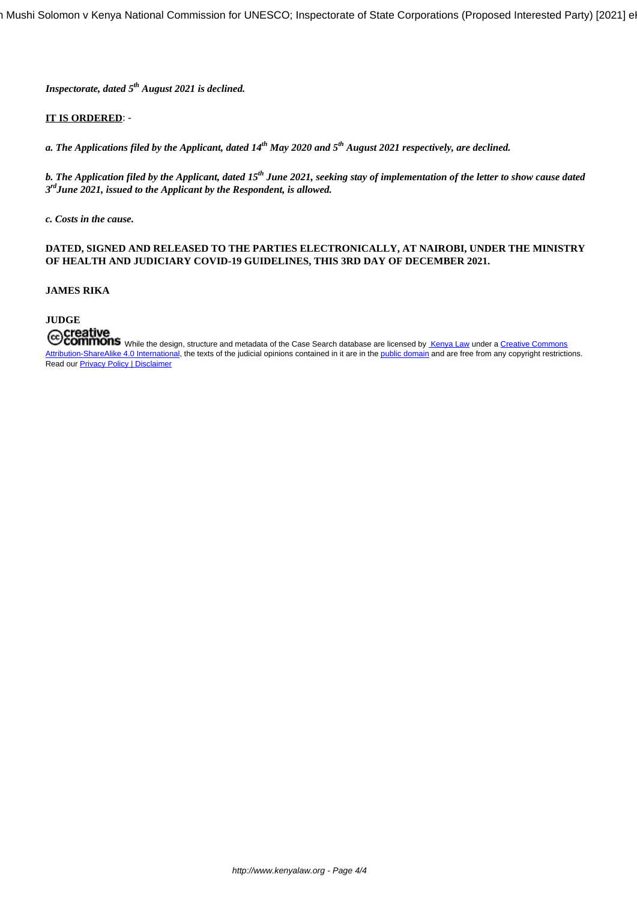***Inspectorate, dated 5th August 2021 is declined.***

**IT IS ORDERED**: -

***a. The Applications filed by the Applicant, dated 14th May 2020 and 5th August 2021 respectively, are declined.***

***b. The Application filed by the Applicant, dated 15th June 2021, seeking stay of implementation of the letter to show cause dated 3rd June 2021, issued to the Applicant by the Respondent, is allowed.***

***c. Costs in the cause.***

**DATED, SIGNED AND RELEASED TO THE PARTIES ELECTRONICALLY, AT NAIROBI, UNDER THE MINISTRY OF HEALTH AND JUDICIARY COVID-19 GUIDELINES, THIS 3RD DAY OF DECEMBER 2021.**

**JAMES RIKA**

**JUDGE**

While the design, structure and metadata of the Case Search database are licensed by Kenya Law under a Creative Commons Attribution-ShareAlike 4.0 International, the texts of the judicial opinions contained in it are in the public domain and are free from any copyright restrictions. Read our Privacy Policy | Disclaimer